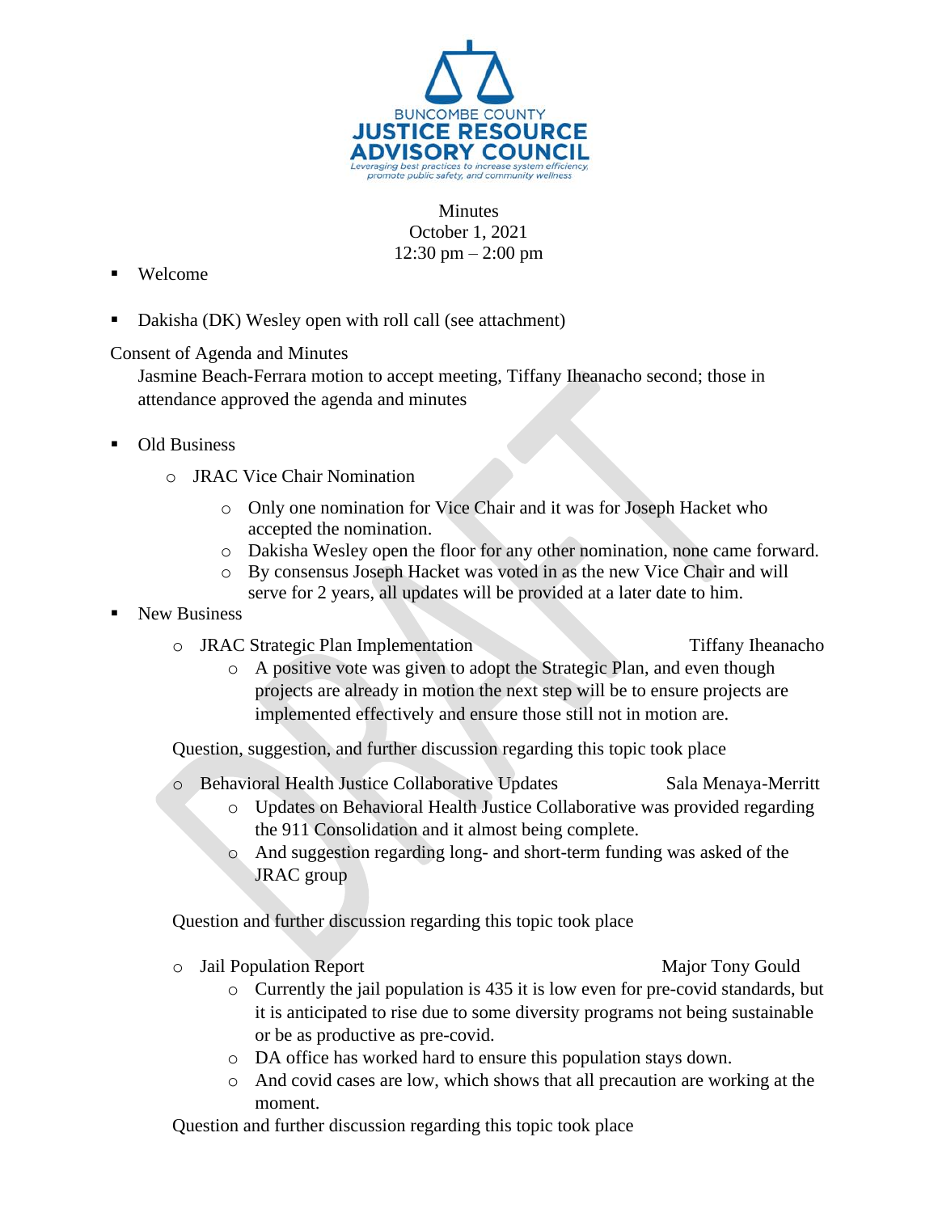BUNCOMBE COUNTY
JUSTICE RESOURCE ADVISORY COUNCIL
*Leveraging best practices to increase system efficiency, promote public safety, and community wellness*

Minutes
October 1, 2021
12:30 pm – 2:00 pm

- Welcome
- Dakisha (DK) Wesley open with roll call (see attachment)

Consent of Agenda and Minutes
Jasmine Beach-Ferrara motion to accept meeting, Tiffany Iheanacho second; those in attendance approved the agenda and minutes

- Old Business
    - JRAC Vice Chair Nomination
        - Only one nomination for Vice Chair and it was for Joseph Hacket who accepted the nomination.
        - Dakisha Wesley open the floor for any other nomination, none came forward.
        - By consensus Joseph Hacket was voted in as the new Vice Chair and will serve for 2 years, all updates will be provided at a later date to him.
- New Business
    - JRAC Strategic Plan Implementation — Tiffany Iheanacho
        - A positive vote was given to adopt the Strategic Plan, and even though projects are already in motion the next step will be to ensure projects are implemented effectively and ensure those still not in motion are.

    Question, suggestion, and further discussion regarding this topic took place

    - Behavioral Health Justice Collaborative Updates — Sala Menaya-Merritt
        - Updates on Behavioral Health Justice Collaborative was provided regarding the 911 Consolidation and it almost being complete.
        - And suggestion regarding long- and short-term funding was asked of the JRAC group

    Question and further discussion regarding this topic took place

    - Jail Population Report — Major Tony Gould
        - Currently the jail population is 435 it is low even for pre-covid standards, but it is anticipated to rise due to some diversity programs not being sustainable or be as productive as pre-covid.
        - DA office has worked hard to ensure this population stays down.
        - And covid cases are low, which shows that all precaution are working at the moment.

    Question and further discussion regarding this topic took place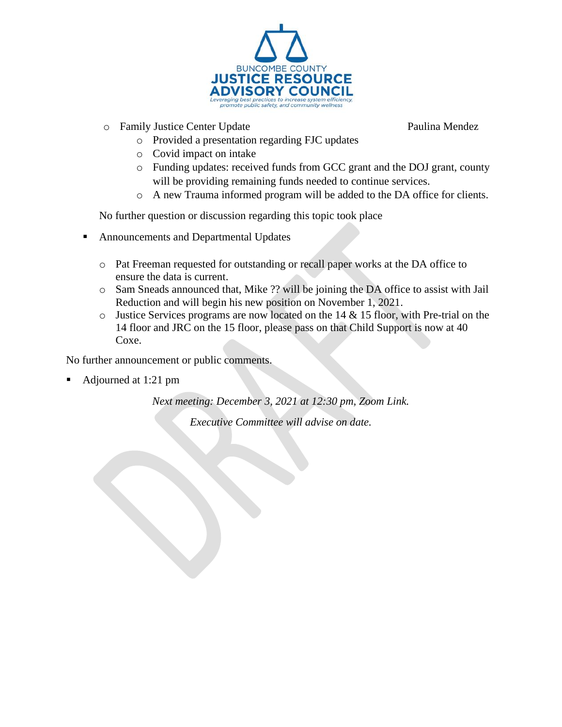- Family Justice Center Update Paulina Mendez
  - Provided a presentation regarding FJC updates
  - Covid impact on intake
  - Funding updates: received funds from GCC grant and the DOJ grant, county will be providing remaining funds needed to continue services.
  - A new Trauma informed program will be added to the DA office for clients.

  No further question or discussion regarding this topic took place

- Announcements and Departmental Updates
  - Pat Freeman requested for outstanding or recall paper works at the DA office to ensure the data is current.
  - Sam Sneads announced that, Mike ?? will be joining the DA office to assist with Jail Reduction and will begin his new position on November 1, 2021.
  - Justice Services programs are now located on the 14 & 15 floor, with Pre-trial on the 14 floor and JRC on the 15 floor, please pass on that Child Support is now at 40 Coxe.

No further announcement or public comments.

- Adjourned at 1:21 pm

*Next meeting: December 3, 2021 at 12:30 pm, Zoom Link.*

*Executive Committee will advise on date.*